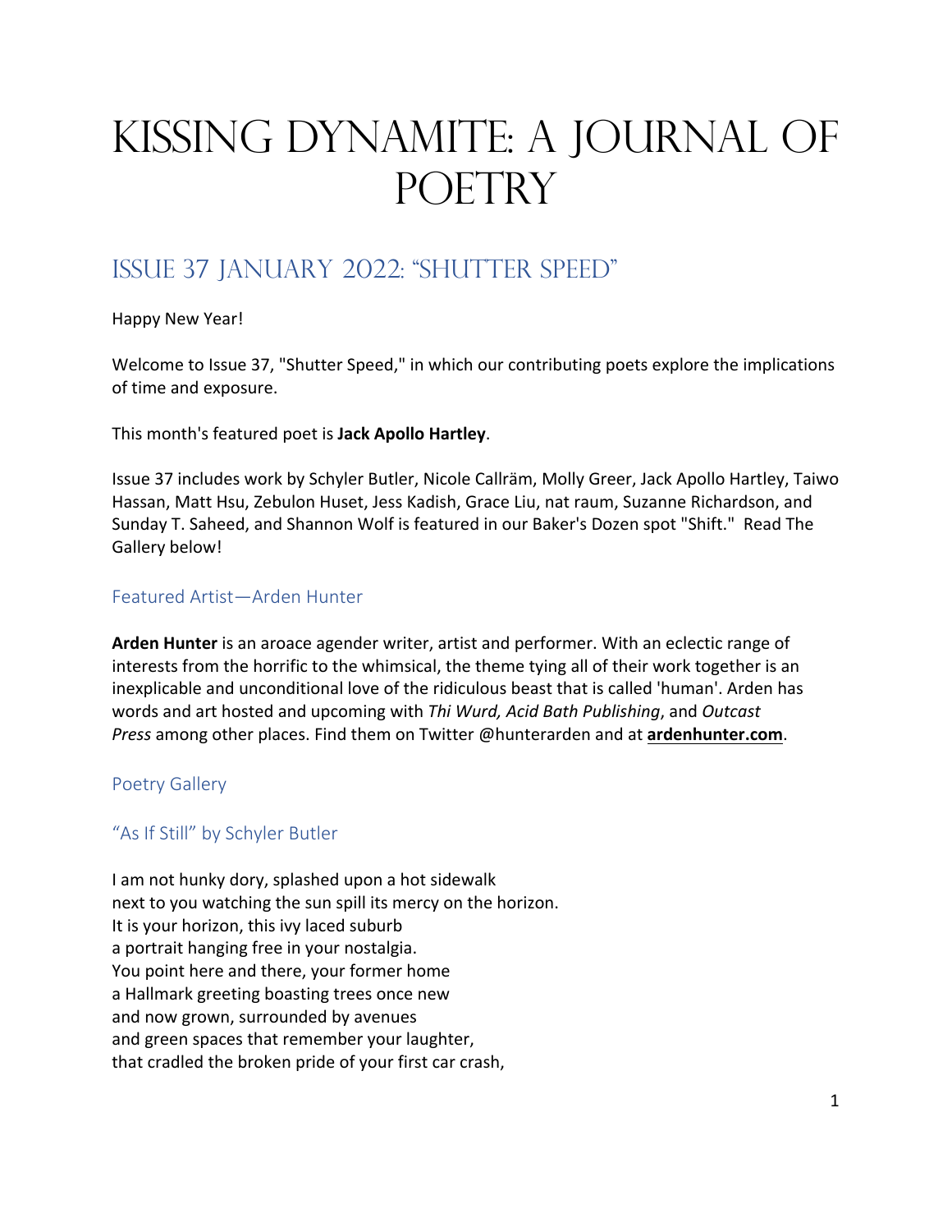# Kissing Dynamite: A Journal of Poetry

## Issue 37 January 2022: "Shutter Speed"

Happy New Year!

Welcome to Issue 37, "Shutter Speed," in which our contributing poets explore the implications of time and exposure.

This month's featured poet is **Jack Apollo Hartley**.

Issue 37 includes work by Schyler Butler, Nicole Callräm, Molly Greer, Jack Apollo Hartley, Taiwo Hassan, Matt Hsu, Zebulon Huset, Jess Kadish, Grace Liu, nat raum, Suzanne Richardson, and Sunday T. Saheed, and Shannon Wolf is featured in our Baker's Dozen spot "Shift." Read The Gallery below!

### Featured Artist—Arden Hunter

**Arden Hunter** is an aroace agender writer, artist and performer. With an eclectic range of interests from the horrific to the whimsical, the theme tying all of their work together is an inexplicable and unconditional love of the ridiculous beast that is called 'human'. Arden has words and art hosted and upcoming with *Thi Wurd, Acid Bath Publishing*, and *Outcast Press* among other places. Find them on Twitter @hunterarden and at **ardenhunter.com**.

### Poetry Gallery

### "As If Still" by Schyler Butler

I am not hunky dory, splashed upon a hot sidewalk
next to you watching the sun spill its mercy on the horizon.
It is your horizon, this ivy laced suburb
a portrait hanging free in your nostalgia.
You point here and there, your former home
a Hallmark greeting boasting trees once new
and now grown, surrounded by avenues
and green spaces that remember your laughter,
that cradled the broken pride of your first car crash,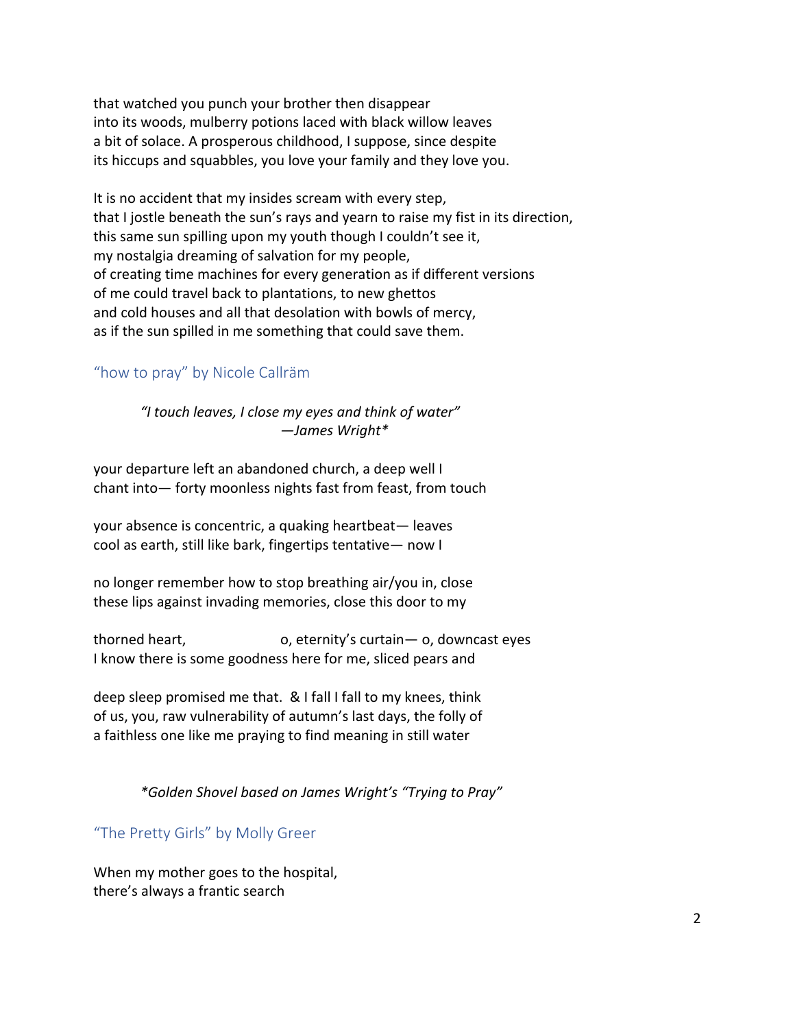that watched you punch your brother then disappear  
into its woods, mulberry potions laced with black willow leaves  
a bit of solace. A prosperous childhood, I suppose, since despite  
its hiccups and squabbles, you love your family and they love you.

It is no accident that my insides scream with every step,  
that I jostle beneath the sun's rays and yearn to raise my fist in its direction,  
this same sun spilling upon my youth though I couldn't see it,  
my nostalgia dreaming of salvation for my people,  
of creating time machines for every generation as if different versions  
of me could travel back to plantations, to new ghettos  
and cold houses and all that desolation with bowls of mercy,  
as if the sun spilled in me something that could save them.

### "how to pray" by Nicole Callräm

> *"I touch leaves, I close my eyes and think of water"*  
> *—James Wright**

your departure left an abandoned church, a deep well I  
chant into— forty moonless nights fast from feast, from touch

your absence is concentric, a quaking heartbeat— leaves  
cool as earth, still like bark, fingertips tentative— now I

no longer remember how to stop breathing air/you in, close  
these lips against invading memories, close this door to my

thorned heart,                    o, eternity's curtain— o, downcast eyes  
I know there is some goodness here for me, sliced pears and

deep sleep promised me that.  & I fall I fall to my knees, think  
of us, you, raw vulnerability of autumn's last days, the folly of  
a faithless one like me praying to find meaning in still water

*\*Golden Shovel based on James Wright's "Trying to Pray"*

### "The Pretty Girls" by Molly Greer

When my mother goes to the hospital,  
there's always a frantic search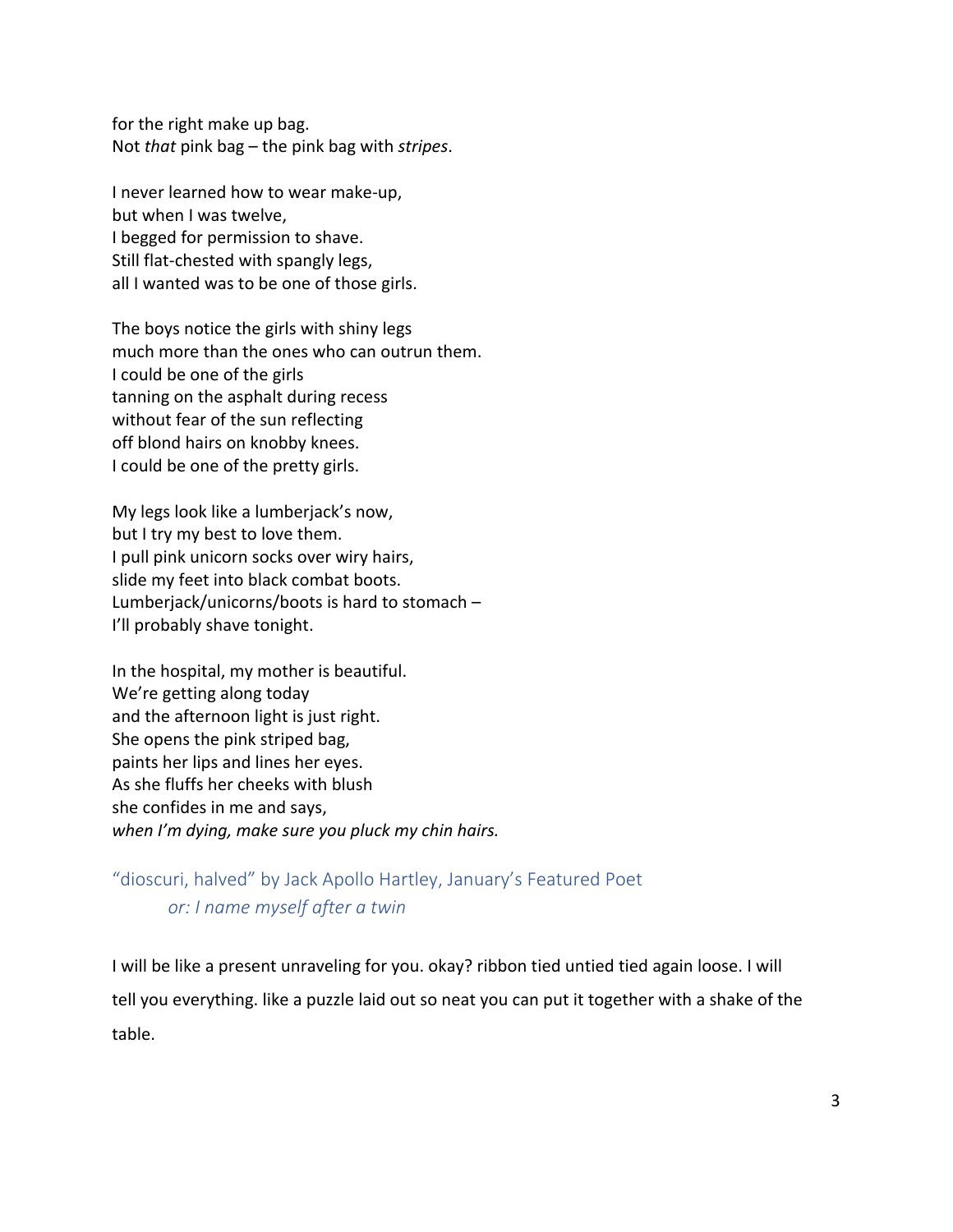for the right make up bag.
Not *that* pink bag – the pink bag with *stripes*.

I never learned how to wear make-up,
but when I was twelve,
I begged for permission to shave.
Still flat-chested with spangly legs,
all I wanted was to be one of those girls.

The boys notice the girls with shiny legs
much more than the ones who can outrun them.
I could be one of the girls
tanning on the asphalt during recess
without fear of the sun reflecting
off blond hairs on knobby knees.
I could be one of the pretty girls.

My legs look like a lumberjack's now,
but I try my best to love them.
I pull pink unicorn socks over wiry hairs,
slide my feet into black combat boots.
Lumberjack/unicorns/boots is hard to stomach –
I'll probably shave tonight.

In the hospital, my mother is beautiful.
We're getting along today
and the afternoon light is just right.
She opens the pink striped bag,
paints her lips and lines her eyes.
As she fluffs her cheeks with blush
she confides in me and says,
*when I'm dying, make sure you pluck my chin hairs.*

## "dioscuri, halved" by Jack Apollo Hartley, January's Featured Poet

### *or: I name myself after a twin*

I will be like a present unraveling for you. okay? ribbon tied untied tied again loose. I will tell you everything. like a puzzle laid out so neat you can put it together with a shake of the table.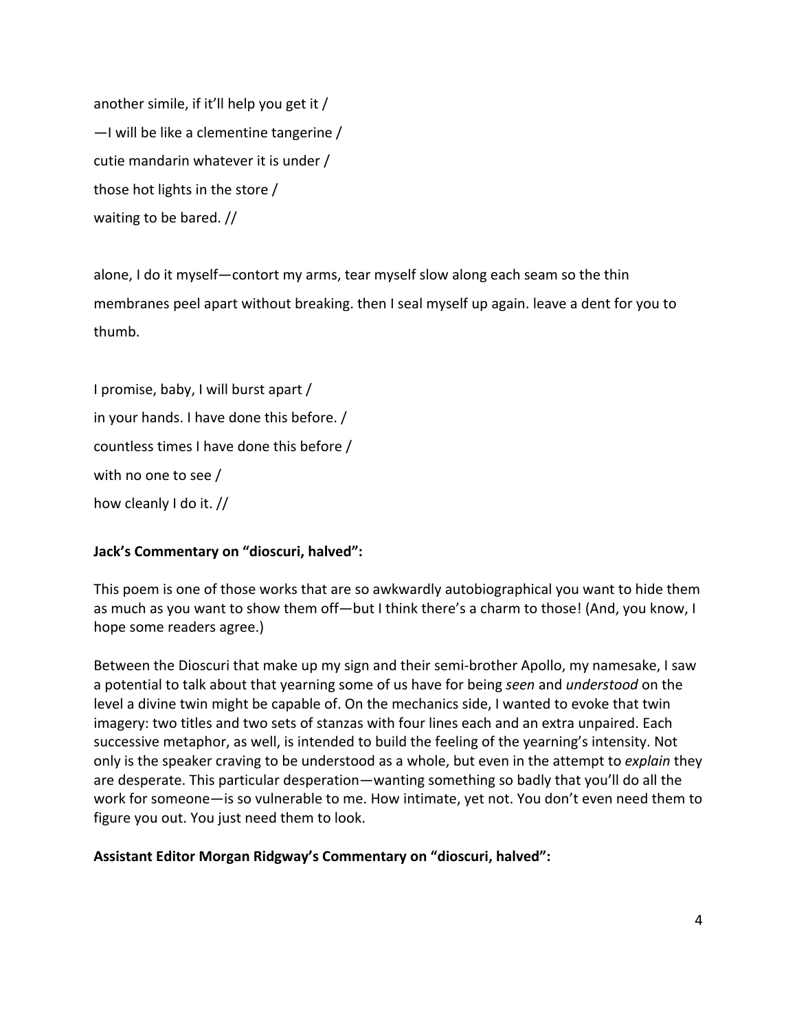another simile, if it'll help you get it /

—I will be like a clementine tangerine /

cutie mandarin whatever it is under /

those hot lights in the store /

waiting to be bared. //

alone, I do it myself—contort my arms, tear myself slow along each seam so the thin membranes peel apart without breaking. then I seal myself up again. leave a dent for you to thumb.

I promise, baby, I will burst apart /

in your hands. I have done this before. /

countless times I have done this before /

with no one to see /

how cleanly I do it. //

**Jack's Commentary on "dioscuri, halved":**

This poem is one of those works that are so awkwardly autobiographical you want to hide them as much as you want to show them off—but I think there's a charm to those! (And, you know, I hope some readers agree.)

Between the Dioscuri that make up my sign and their semi-brother Apollo, my namesake, I saw a potential to talk about that yearning some of us have for being *seen* and *understood* on the level a divine twin might be capable of. On the mechanics side, I wanted to evoke that twin imagery: two titles and two sets of stanzas with four lines each and an extra unpaired. Each successive metaphor, as well, is intended to build the feeling of the yearning's intensity. Not only is the speaker craving to be understood as a whole, but even in the attempt to *explain* they are desperate. This particular desperation—wanting something so badly that you'll do all the work for someone—is so vulnerable to me. How intimate, yet not. You don't even need them to figure you out. You just need them to look.

**Assistant Editor Morgan Ridgway's Commentary on "dioscuri, halved":**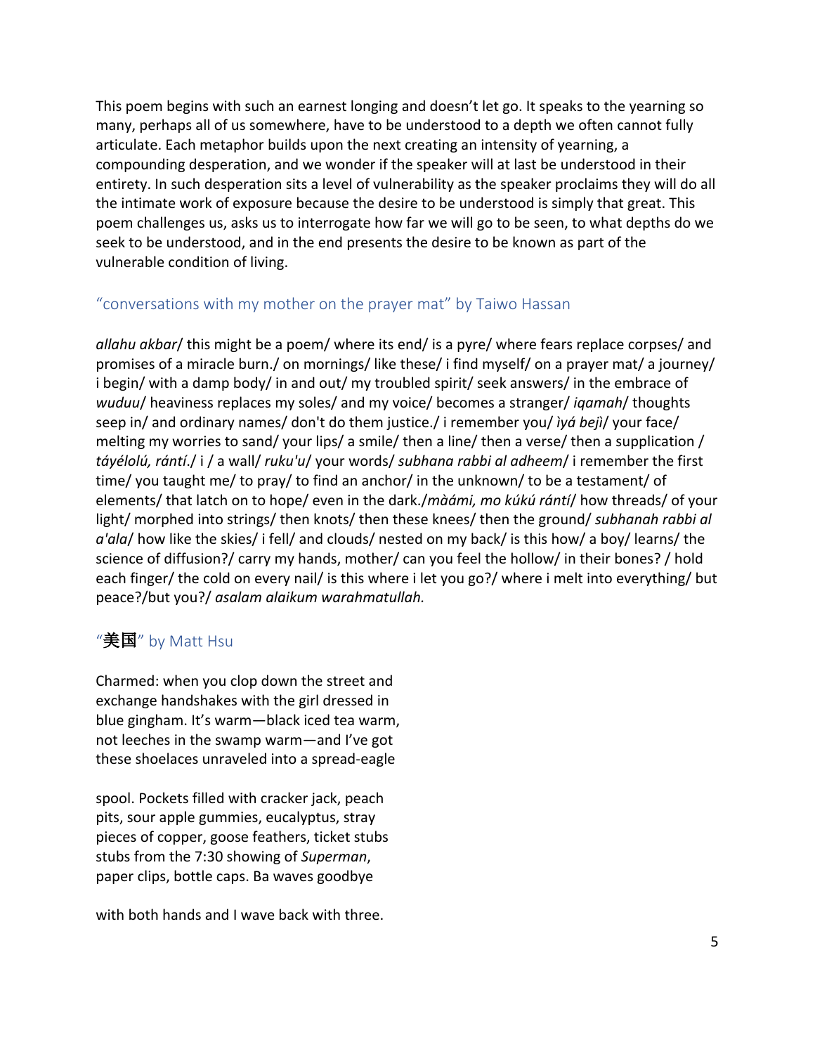This poem begins with such an earnest longing and doesn't let go. It speaks to the yearning so many, perhaps all of us somewhere, have to be understood to a depth we often cannot fully articulate. Each metaphor builds upon the next creating an intensity of yearning, a compounding desperation, and we wonder if the speaker will at last be understood in their entirety. In such desperation sits a level of vulnerability as the speaker proclaims they will do all the intimate work of exposure because the desire to be understood is simply that great. This poem challenges us, asks us to interrogate how far we will go to be seen, to what depths do we seek to be understood, and in the end presents the desire to be known as part of the vulnerable condition of living.

## "conversations with my mother on the prayer mat" by Taiwo Hassan

*allahu akbar*/ this might be a poem/ where its end/ is a pyre/ where fears replace corpses/ and promises of a miracle burn./ on mornings/ like these/ i find myself/ on a prayer mat/ a journey/ i begin/ with a damp body/ in and out/ my troubled spirit/ seek answers/ in the embrace of *wuduu*/ heaviness replaces my soles/ and my voice/ becomes a stranger/ *iqamah*/ thoughts seep in/ and ordinary names/ don't do them justice./ i remember you/ *ìyá bejì*/ your face/ melting my worries to sand/ your lips/ a smile/ then a line/ then a verse/ then a supplication / *táyélolú, rántí*./ i / a wall/ *ruku'u*/ your words/ *subhana rabbi al adheem*/ i remember the first time/ you taught me/ to pray/ to find an anchor/ in the unknown/ to be a testament/ of elements/ that latch on to hope/ even in the dark./*màámi, mo kúkú rántí*/ how threads/ of your light/ morphed into strings/ then knots/ then these knees/ then the ground/ *subhanah rabbi al a'ala*/ how like the skies/ i fell/ and clouds/ nested on my back/ is this how/ a boy/ learns/ the science of diffusion?/ carry my hands, mother/ can you feel the hollow/ in their bones? / hold each finger/ the cold on every nail/ is this where i let you go?/ where i melt into everything/ but peace?/but you?/ *asalam alaikum warahmatullah.*

## "美国" by Matt Hsu

Charmed: when you clop down the street and
exchange handshakes with the girl dressed in
blue gingham. It's warm—black iced tea warm,
not leeches in the swamp warm—and I've got
these shoelaces unraveled into a spread-eagle

spool. Pockets filled with cracker jack, peach
pits, sour apple gummies, eucalyptus, stray
pieces of copper, goose feathers, ticket stubs
stubs from the 7:30 showing of *Superman*,
paper clips, bottle caps. Ba waves goodbye

with both hands and I wave back with three.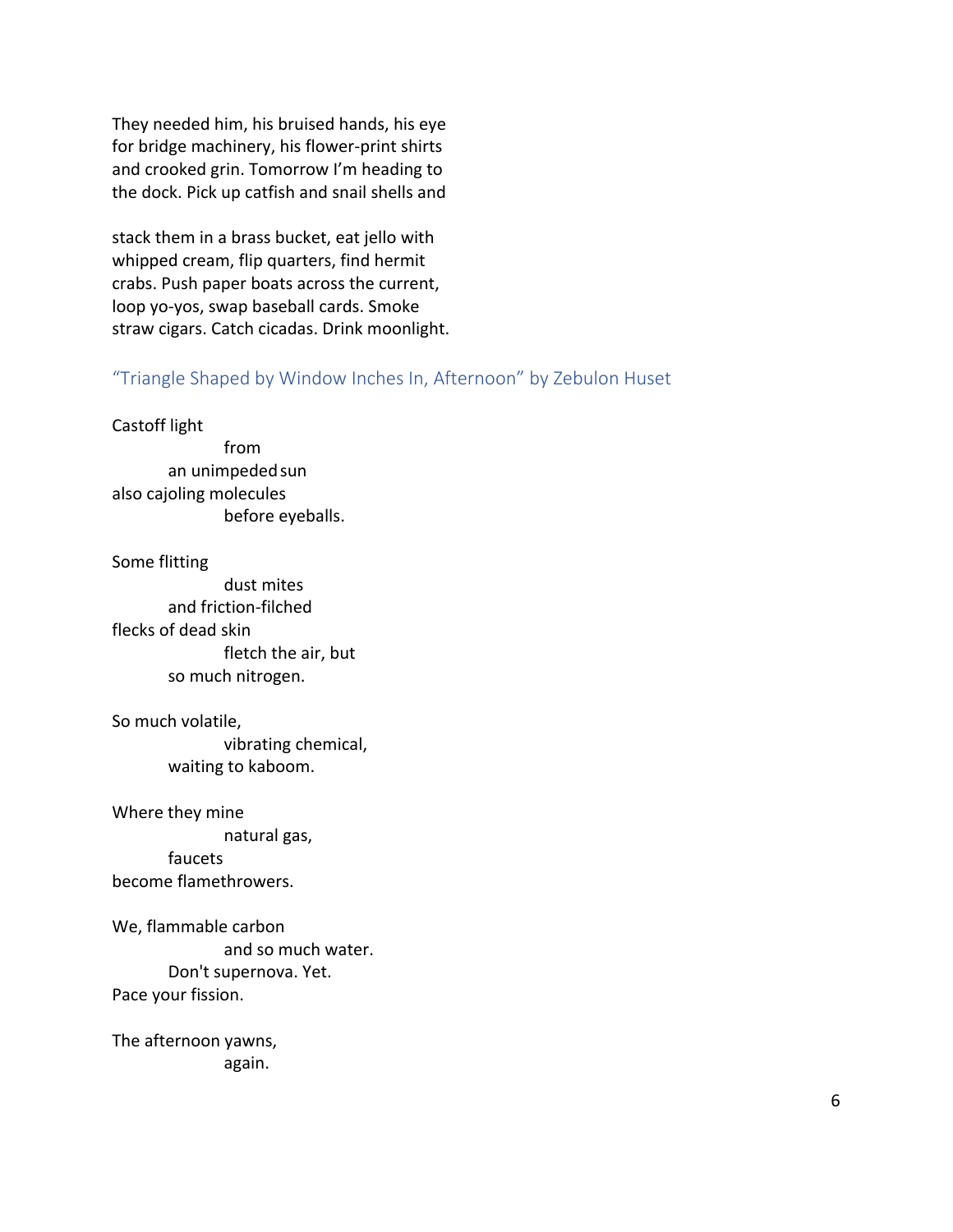They needed him, his bruised hands, his eye
for bridge machinery, his flower-print shirts
and crooked grin. Tomorrow I'm heading to
the dock. Pick up catfish and snail shells and

stack them in a brass bucket, eat jello with
whipped cream, flip quarters, find hermit
crabs. Push paper boats across the current,
loop yo-yos, swap baseball cards. Smoke
straw cigars. Catch cicadas. Drink moonlight.

### "Triangle Shaped by Window Inches In, Afternoon" by Zebulon Huset

Castoff light
&nbsp;&nbsp;&nbsp;&nbsp;&nbsp;&nbsp;&nbsp;&nbsp;&nbsp;&nbsp;&nbsp;&nbsp;&nbsp;&nbsp;&nbsp;&nbsp;from
&nbsp;&nbsp;&nbsp;&nbsp;&nbsp;&nbsp;&nbsp;&nbsp;an unimpeded sun
also cajoling molecules
&nbsp;&nbsp;&nbsp;&nbsp;&nbsp;&nbsp;&nbsp;&nbsp;&nbsp;&nbsp;&nbsp;&nbsp;&nbsp;&nbsp;&nbsp;&nbsp;before eyeballs.

Some flitting
&nbsp;&nbsp;&nbsp;&nbsp;&nbsp;&nbsp;&nbsp;&nbsp;&nbsp;&nbsp;&nbsp;&nbsp;&nbsp;&nbsp;&nbsp;&nbsp;dust mites
&nbsp;&nbsp;&nbsp;&nbsp;&nbsp;&nbsp;&nbsp;&nbsp;and friction-filched
flecks of dead skin
&nbsp;&nbsp;&nbsp;&nbsp;&nbsp;&nbsp;&nbsp;&nbsp;&nbsp;&nbsp;&nbsp;&nbsp;&nbsp;&nbsp;&nbsp;&nbsp;fletch the air, but
&nbsp;&nbsp;&nbsp;&nbsp;&nbsp;&nbsp;&nbsp;&nbsp;so much nitrogen.

So much volatile,
&nbsp;&nbsp;&nbsp;&nbsp;&nbsp;&nbsp;&nbsp;&nbsp;&nbsp;&nbsp;&nbsp;&nbsp;&nbsp;&nbsp;&nbsp;&nbsp;vibrating chemical,
&nbsp;&nbsp;&nbsp;&nbsp;&nbsp;&nbsp;&nbsp;&nbsp;waiting to kaboom.

Where they mine
&nbsp;&nbsp;&nbsp;&nbsp;&nbsp;&nbsp;&nbsp;&nbsp;&nbsp;&nbsp;&nbsp;&nbsp;&nbsp;&nbsp;&nbsp;&nbsp;natural gas,
&nbsp;&nbsp;&nbsp;&nbsp;&nbsp;&nbsp;&nbsp;&nbsp;faucets
become flamethrowers.

We, flammable carbon
&nbsp;&nbsp;&nbsp;&nbsp;&nbsp;&nbsp;&nbsp;&nbsp;&nbsp;&nbsp;&nbsp;&nbsp;&nbsp;&nbsp;&nbsp;&nbsp;and so much water.
&nbsp;&nbsp;&nbsp;&nbsp;&nbsp;&nbsp;&nbsp;&nbsp;Don't supernova. Yet.
Pace your fission.

The afternoon yawns,
&nbsp;&nbsp;&nbsp;&nbsp;&nbsp;&nbsp;&nbsp;&nbsp;&nbsp;&nbsp;&nbsp;&nbsp;&nbsp;&nbsp;&nbsp;&nbsp;again.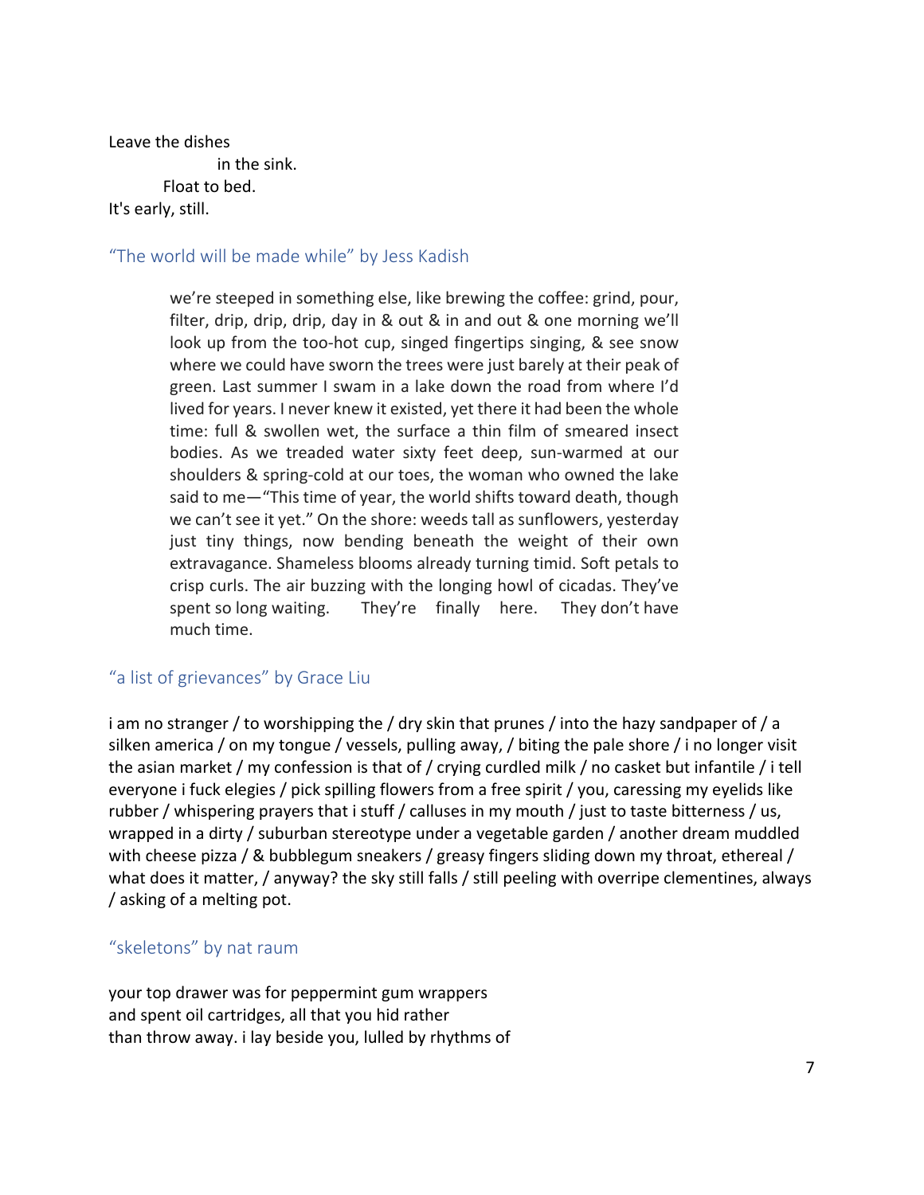Leave the dishes
                    in the sink.
          Float to bed.
It's early, still.

### "The world will be made while" by Jess Kadish

> we're steeped in something else, like brewing the coffee: grind, pour, filter, drip, drip, drip, day in & out & in and out & one morning we'll look up from the too-hot cup, singed fingertips singing, & see snow where we could have sworn the trees were just barely at their peak of green. Last summer I swam in a lake down the road from where I'd lived for years. I never knew it existed, yet there it had been the whole time: full & swollen wet, the surface a thin film of smeared insect bodies. As we treaded water sixty feet deep, sun-warmed at our shoulders & spring-cold at our toes, the woman who owned the lake said to me—"This time of year, the world shifts toward death, though we can't see it yet." On the shore: weeds tall as sunflowers, yesterday just tiny things, now bending beneath the weight of their own extravagance. Shameless blooms already turning timid. Soft petals to crisp curls. The air buzzing with the longing howl of cicadas. They've spent so long waiting.     They're   finally   here.   They don't have much time.

### "a list of grievances" by Grace Liu

i am no stranger / to worshipping the / dry skin that prunes / into the hazy sandpaper of / a silken america / on my tongue / vessels, pulling away, / biting the pale shore / i no longer visit the asian market / my confession is that of / crying curdled milk / no casket but infantile / i tell everyone i fuck elegies / pick spilling flowers from a free spirit / you, caressing my eyelids like rubber / whispering prayers that i stuff / calluses in my mouth / just to taste bitterness / us, wrapped in a dirty / suburban stereotype under a vegetable garden / another dream muddled with cheese pizza / & bubblegum sneakers / greasy fingers sliding down my throat, ethereal / what does it matter, / anyway? the sky still falls / still peeling with overripe clementines, always / asking of a melting pot.

### "skeletons" by nat raum

your top drawer was for peppermint gum wrappers
and spent oil cartridges, all that you hid rather
than throw away. i lay beside you, lulled by rhythms of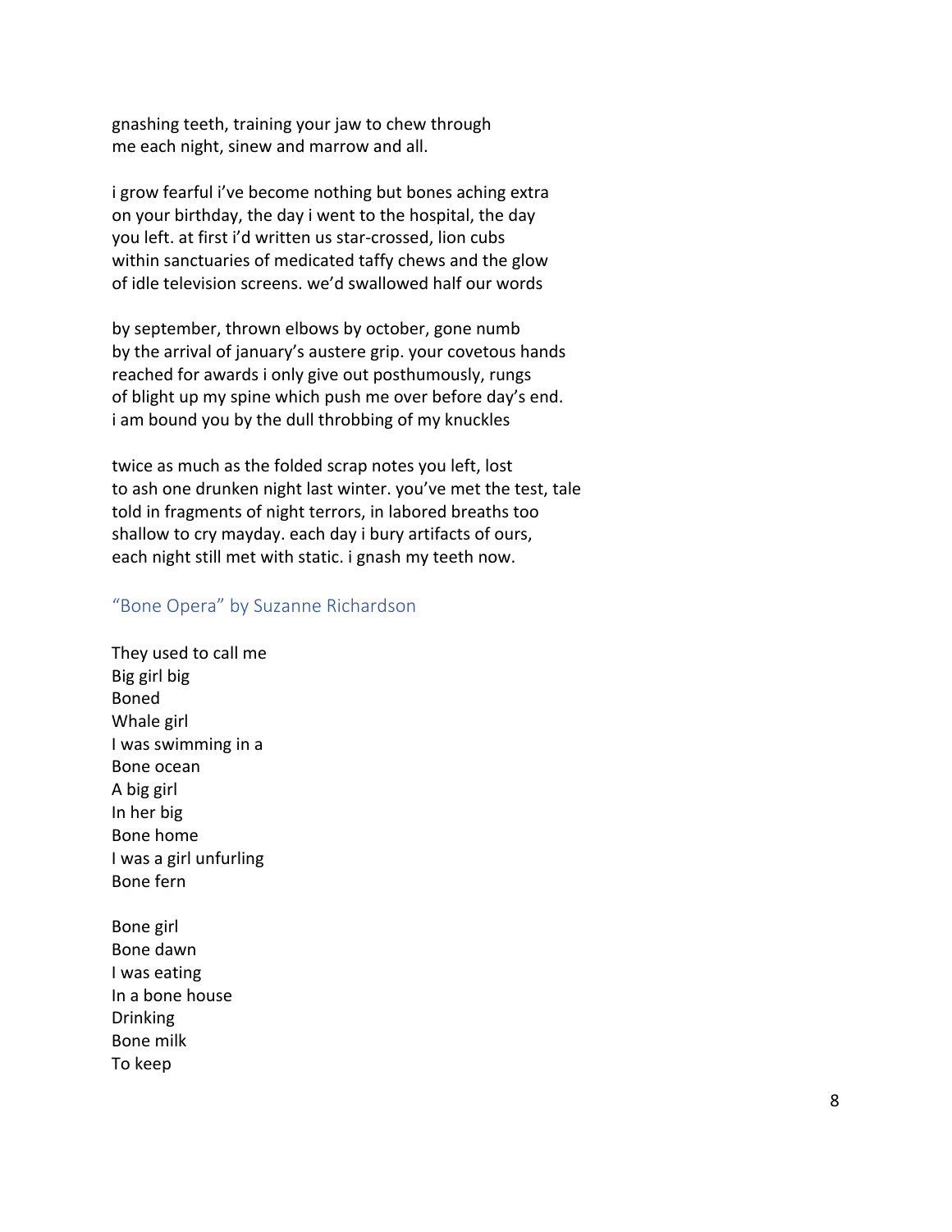gnashing teeth, training your jaw to chew through
me each night, sinew and marrow and all.

i grow fearful i've become nothing but bones aching extra
on your birthday, the day i went to the hospital, the day
you left. at first i'd written us star-crossed, lion cubs
within sanctuaries of medicated taffy chews and the glow
of idle television screens. we'd swallowed half our words

by september, thrown elbows by october, gone numb
by the arrival of january's austere grip. your covetous hands
reached for awards i only give out posthumously, rungs
of blight up my spine which push me over before day's end.
i am bound you by the dull throbbing of my knuckles

twice as much as the folded scrap notes you left, lost
to ash one drunken night last winter. you've met the test, tale
told in fragments of night terrors, in labored breaths too
shallow to cry mayday. each day i bury artifacts of ours,
each night still met with static. i gnash my teeth now.

## "Bone Opera" by Suzanne Richardson

They used to call me
Big girl big
Boned
Whale girl
I was swimming in a
Bone ocean
A big girl
In her big
Bone home
I was a girl unfurling
Bone fern

Bone girl
Bone dawn
I was eating
In a bone house
Drinking
Bone milk
To keep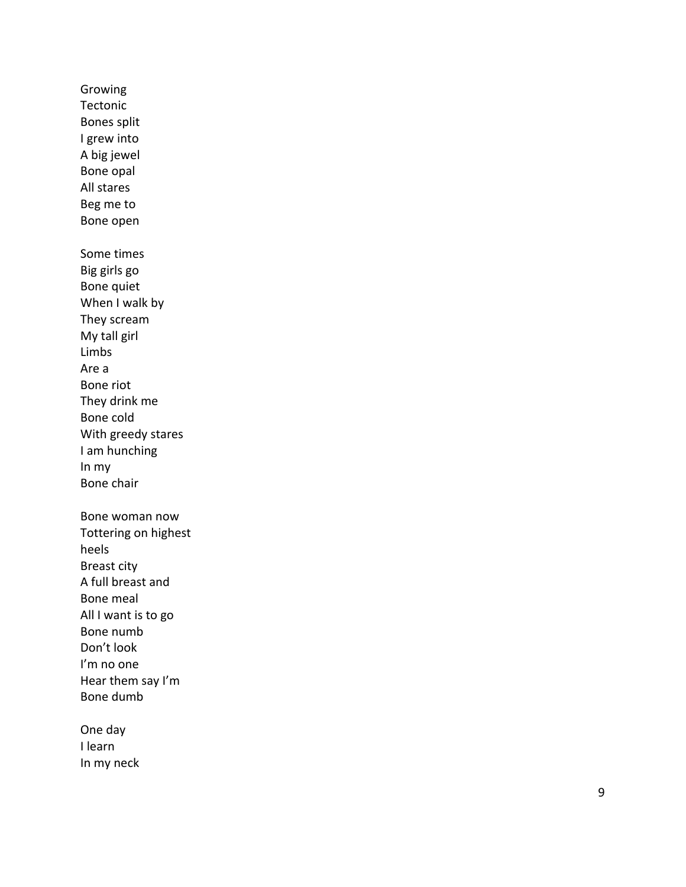Growing
Tectonic
Bones split
I grew into
A big jewel
Bone opal
All stares
Beg me to
Bone open

Some times
Big girls go
Bone quiet
When I walk by
They scream
My tall girl
Limbs
Are a
Bone riot
They drink me
Bone cold
With greedy stares
I am hunching
In my
Bone chair

Bone woman now
Tottering on highest
heels
Breast city
A full breast and
Bone meal
All I want is to go
Bone numb
Don't look
I'm no one
Hear them say I'm
Bone dumb

One day
I learn
In my neck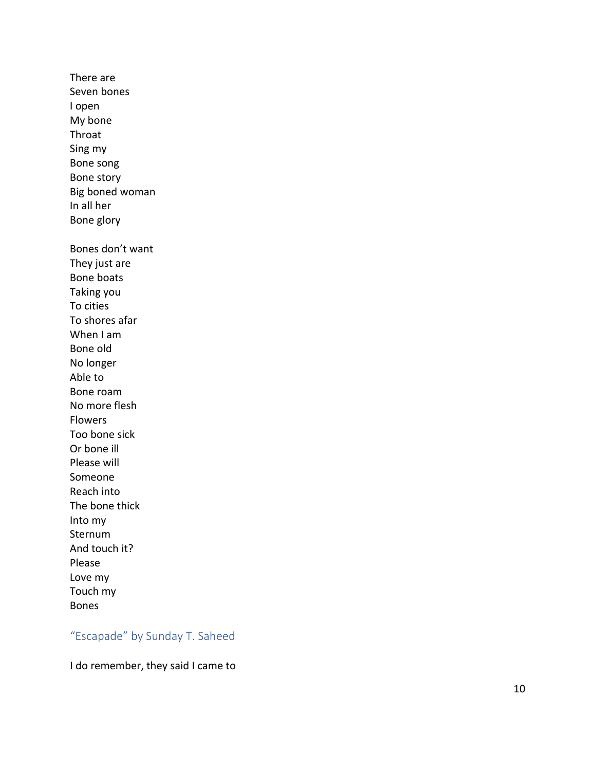There are  
Seven bones  
I open  
My bone  
Throat  
Sing my  
Bone song  
Bone story  
Big boned woman  
In all her  
Bone glory

Bones don't want  
They just are  
Bone boats  
Taking you  
To cities  
To shores afar  
When I am  
Bone old  
No longer  
Able to  
Bone roam  
No more flesh  
Flowers  
Too bone sick  
Or bone ill  
Please will  
Someone  
Reach into  
The bone thick  
Into my  
Sternum  
And touch it?  
Please  
Love my  
Touch my  
Bones

## "Escapade" by Sunday T. Saheed

I do remember, they said I came to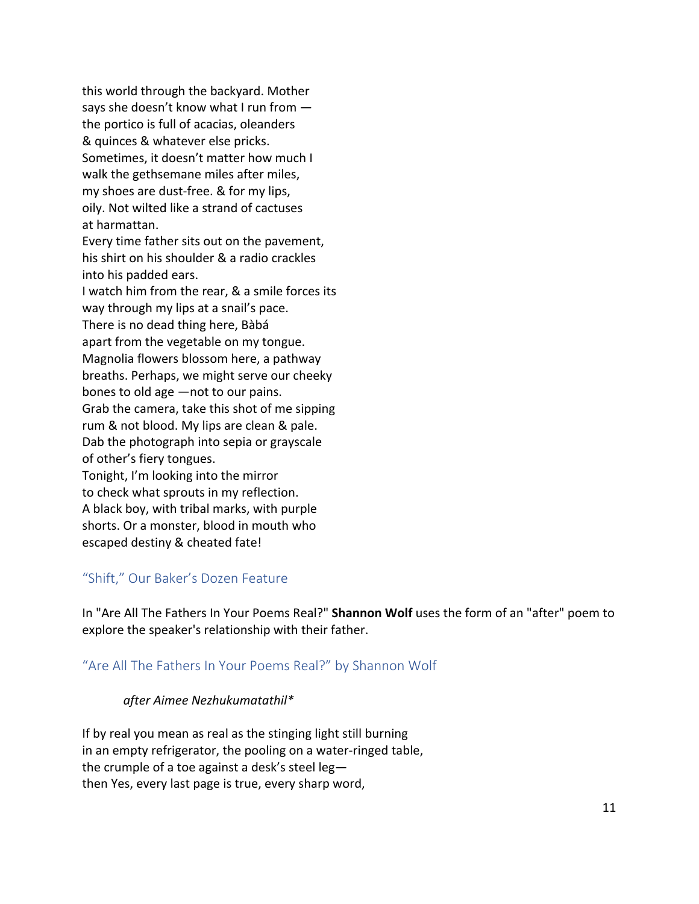this world through the backyard. Mother  
says she doesn't know what I run from —  
the portico is full of acacias, oleanders  
& quinces & whatever else pricks.  
Sometimes, it doesn't matter how much I  
walk the gethsemane miles after miles,  
my shoes are dust-free. & for my lips,  
oily. Not wilted like a strand of cactuses  
at harmattan.  
Every time father sits out on the pavement,  
his shirt on his shoulder & a radio crackles  
into his padded ears.  
I watch him from the rear, & a smile forces its  
way through my lips at a snail's pace.  
There is no dead thing here, Bàbá  
apart from the vegetable on my tongue.  
Magnolia flowers blossom here, a pathway  
breaths. Perhaps, we might serve our cheeky  
bones to old age —not to our pains.  
Grab the camera, take this shot of me sipping  
rum & not blood. My lips are clean & pale.  
Dab the photograph into sepia or grayscale  
of other's fiery tongues.  
Tonight, I'm looking into the mirror  
to check what sprouts in my reflection.  
A black boy, with tribal marks, with purple  
shorts. Or a monster, blood in mouth who  
escaped destiny & cheated fate!

## "Shift," Our Baker's Dozen Feature

In "Are All The Fathers In Your Poems Real?" **Shannon Wolf** uses the form of an "after" poem to explore the speaker's relationship with their father.

## "Are All The Fathers In Your Poems Real?" by Shannon Wolf

*after Aimee Nezhukumatathil**

If by real you mean as real as the stinging light still burning  
in an empty refrigerator, the pooling on a water-ringed table,  
the crumple of a toe against a desk's steel leg—  
then Yes, every last page is true, every sharp word,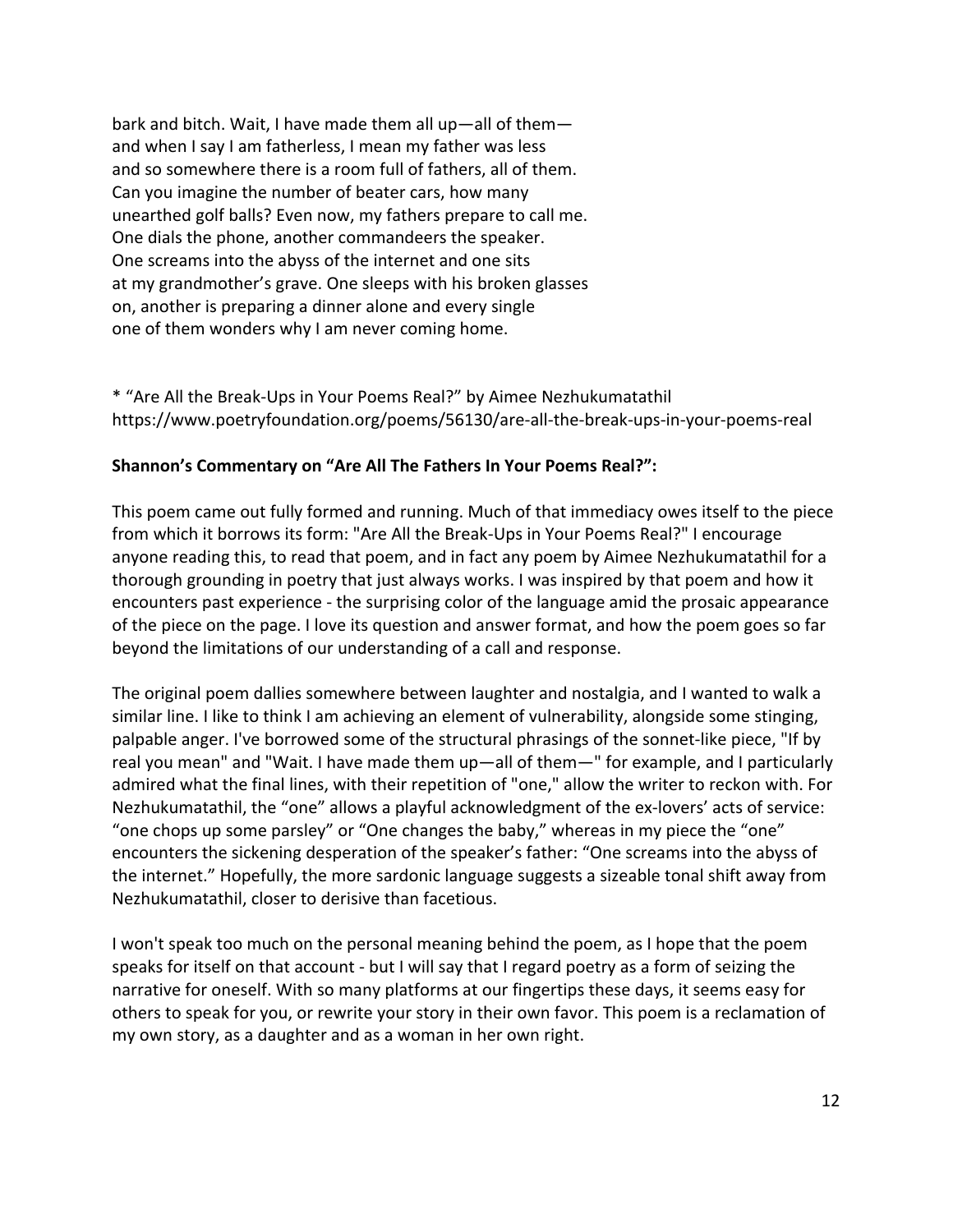bark and bitch. Wait, I have made them all up—all of them—
and when I say I am fatherless, I mean my father was less
and so somewhere there is a room full of fathers, all of them.
Can you imagine the number of beater cars, how many
unearthed golf balls? Even now, my fathers prepare to call me.
One dials the phone, another commandeers the speaker.
One screams into the abyss of the internet and one sits
at my grandmother's grave. One sleeps with his broken glasses
on, another is preparing a dinner alone and every single
one of them wonders why I am never coming home.

* "Are All the Break-Ups in Your Poems Real?" by Aimee Nezhukumatathil
https://www.poetryfoundation.org/poems/56130/are-all-the-break-ups-in-your-poems-real

**Shannon's Commentary on "Are All The Fathers In Your Poems Real?":**

This poem came out fully formed and running. Much of that immediacy owes itself to the piece from which it borrows its form: "Are All the Break-Ups in Your Poems Real?" I encourage anyone reading this, to read that poem, and in fact any poem by Aimee Nezhukumatathil for a thorough grounding in poetry that just always works. I was inspired by that poem and how it encounters past experience - the surprising color of the language amid the prosaic appearance of the piece on the page. I love its question and answer format, and how the poem goes so far beyond the limitations of our understanding of a call and response.

The original poem dallies somewhere between laughter and nostalgia, and I wanted to walk a similar line. I like to think I am achieving an element of vulnerability, alongside some stinging, palpable anger. I've borrowed some of the structural phrasings of the sonnet-like piece, "If by real you mean" and "Wait. I have made them up—all of them—" for example, and I particularly admired what the final lines, with their repetition of "one," allow the writer to reckon with. For Nezhukumatathil, the "one" allows a playful acknowledgment of the ex-lovers' acts of service: "one chops up some parsley" or "One changes the baby," whereas in my piece the "one" encounters the sickening desperation of the speaker's father: "One screams into the abyss of the internet." Hopefully, the more sardonic language suggests a sizeable tonal shift away from Nezhukumatathil, closer to derisive than facetious.

I won't speak too much on the personal meaning behind the poem, as I hope that the poem speaks for itself on that account - but I will say that I regard poetry as a form of seizing the narrative for oneself. With so many platforms at our fingertips these days, it seems easy for others to speak for you, or rewrite your story in their own favor. This poem is a reclamation of my own story, as a daughter and as a woman in her own right.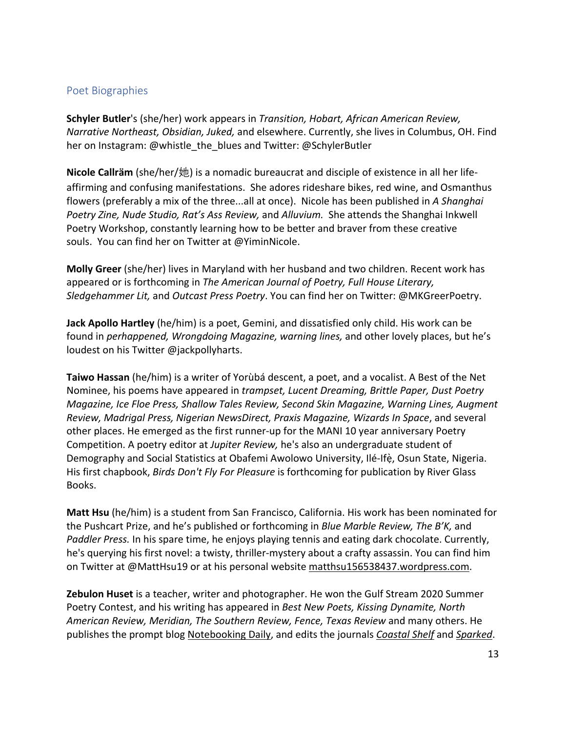## Poet Biographies

**Schyler Butler**'s (she/her) work appears in *Transition, Hobart, African American Review, Narrative Northeast, Obsidian, Juked,* and elsewhere. Currently, she lives in Columbus, OH. Find her on Instagram: @whistle_the_blues and Twitter: @SchylerButler

**Nicole Callräm** (she/her/她) is a nomadic bureaucrat and disciple of existence in all her life-affirming and confusing manifestations. She adores rideshare bikes, red wine, and Osmanthus flowers (preferably a mix of the three...all at once). Nicole has been published in *A Shanghai Poetry Zine, Nude Studio, Rat's Ass Review,* and *Alluvium.* She attends the Shanghai Inkwell Poetry Workshop, constantly learning how to be better and braver from these creative souls. You can find her on Twitter at @YiminNicole.

**Molly Greer** (she/her) lives in Maryland with her husband and two children. Recent work has appeared or is forthcoming in *The American Journal of Poetry, Full House Literary, Sledgehammer Lit,* and *Outcast Press Poetry*. You can find her on Twitter: @MKGreerPoetry.

**Jack Apollo Hartley** (he/him) is a poet, Gemini, and dissatisfied only child. His work can be found in *perhappened, Wrongdoing Magazine, warning lines,* and other lovely places, but he's loudest on his Twitter @jackpollyharts.

**Taiwo Hassan** (he/him) is a writer of Yorùbá descent, a poet, and a vocalist. A Best of the Net Nominee, his poems have appeared in *trampset, Lucent Dreaming, Brittle Paper, Dust Poetry Magazine, Ice Floe Press, Shallow Tales Review, Second Skin Magazine, Warning Lines, Augment Review, Madrigal Press, Nigerian NewsDirect, Praxis Magazine, Wizards In Space*, and several other places. He emerged as the first runner-up for the MANI 10 year anniversary Poetry Competition. A poetry editor at *Jupiter Review,* he's also an undergraduate student of Demography and Social Statistics at Obafemi Awolowo University, Ilé-Ifẹ̀, Osun State, Nigeria. His first chapbook, *Birds Don't Fly For Pleasure* is forthcoming for publication by River Glass Books.

**Matt Hsu** (he/him) is a student from San Francisco, California. His work has been nominated for the Pushcart Prize, and he's published or forthcoming in *Blue Marble Review, The B'K,* and *Paddler Press.* In his spare time, he enjoys playing tennis and eating dark chocolate. Currently, he's querying his first novel: a twisty, thriller-mystery about a crafty assassin. You can find him on Twitter at @MattHsu19 or at his personal website matthsu156538437.wordpress.com.

**Zebulon Huset** is a teacher, writer and photographer. He won the Gulf Stream 2020 Summer Poetry Contest, and his writing has appeared in *Best New Poets, Kissing Dynamite, North American Review, Meridian, The Southern Review, Fence, Texas Review* and many others. He publishes the prompt blog Notebooking Daily, and edits the journals *Coastal Shelf* and *Sparked*.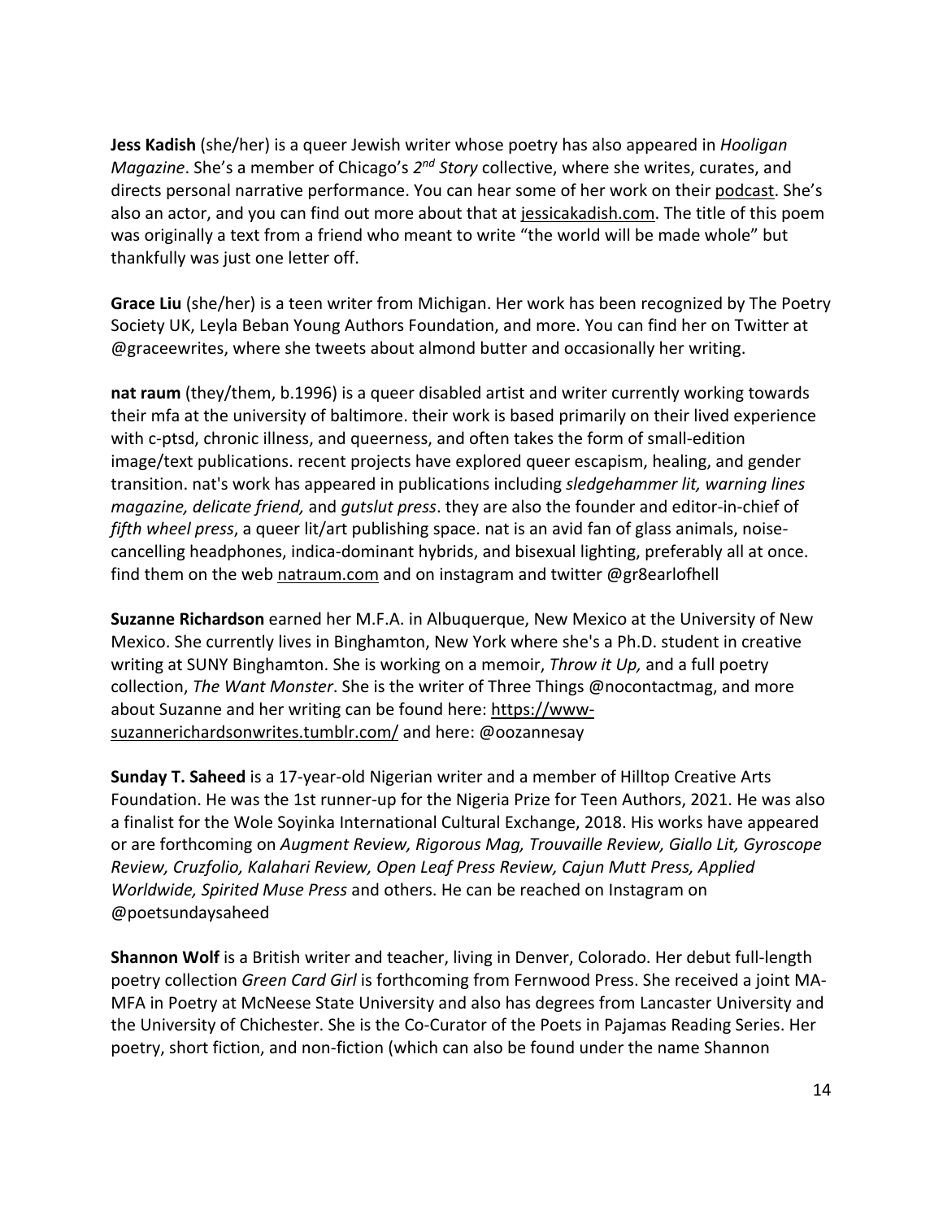**Jess Kadish** (she/her) is a queer Jewish writer whose poetry has also appeared in *Hooligan Magazine*. She's a member of Chicago's *2nd Story* collective, where she writes, curates, and directs personal narrative performance. You can hear some of her work on their podcast. She's also an actor, and you can find out more about that at jessicakadish.com. The title of this poem was originally a text from a friend who meant to write "the world will be made whole" but thankfully was just one letter off.

**Grace Liu** (she/her) is a teen writer from Michigan. Her work has been recognized by The Poetry Society UK, Leyla Beban Young Authors Foundation, and more. You can find her on Twitter at @graceewrites, where she tweets about almond butter and occasionally her writing.

**nat raum** (they/them, b.1996) is a queer disabled artist and writer currently working towards their mfa at the university of baltimore. their work is based primarily on their lived experience with c-ptsd, chronic illness, and queerness, and often takes the form of small-edition image/text publications. recent projects have explored queer escapism, healing, and gender transition. nat's work has appeared in publications including *sledgehammer lit, warning lines magazine, delicate friend,* and *gutslut press*. they are also the founder and editor-in-chief of *fifth wheel press*, a queer lit/art publishing space. nat is an avid fan of glass animals, noise-cancelling headphones, indica-dominant hybrids, and bisexual lighting, preferably all at once. find them on the web natraum.com and on instagram and twitter @gr8earlofhell

**Suzanne Richardson** earned her M.F.A. in Albuquerque, New Mexico at the University of New Mexico. She currently lives in Binghamton, New York where she's a Ph.D. student in creative writing at SUNY Binghamton. She is working on a memoir, *Throw it Up,* and a full poetry collection, *The Want Monster*. She is the writer of Three Things @nocontactmag, and more about Suzanne and her writing can be found here: https://www-suzannerichardsonwrites.tumblr.com/ and here: @oozannesay

**Sunday T. Saheed** is a 17-year-old Nigerian writer and a member of Hilltop Creative Arts Foundation. He was the 1st runner-up for the Nigeria Prize for Teen Authors, 2021. He was also a finalist for the Wole Soyinka International Cultural Exchange, 2018. His works have appeared or are forthcoming on *Augment Review, Rigorous Mag, Trouvaille Review, Giallo Lit, Gyroscope Review, Cruzfolio, Kalahari Review, Open Leaf Press Review, Cajun Mutt Press, Applied Worldwide, Spirited Muse Press* and others. He can be reached on Instagram on @poetsundaysaheed

**Shannon Wolf** is a British writer and teacher, living in Denver, Colorado. Her debut full-length poetry collection *Green Card Girl* is forthcoming from Fernwood Press. She received a joint MA-MFA in Poetry at McNeese State University and also has degrees from Lancaster University and the University of Chichester. She is the Co-Curator of the Poets in Pajamas Reading Series. Her poetry, short fiction, and non-fiction (which can also be found under the name Shannon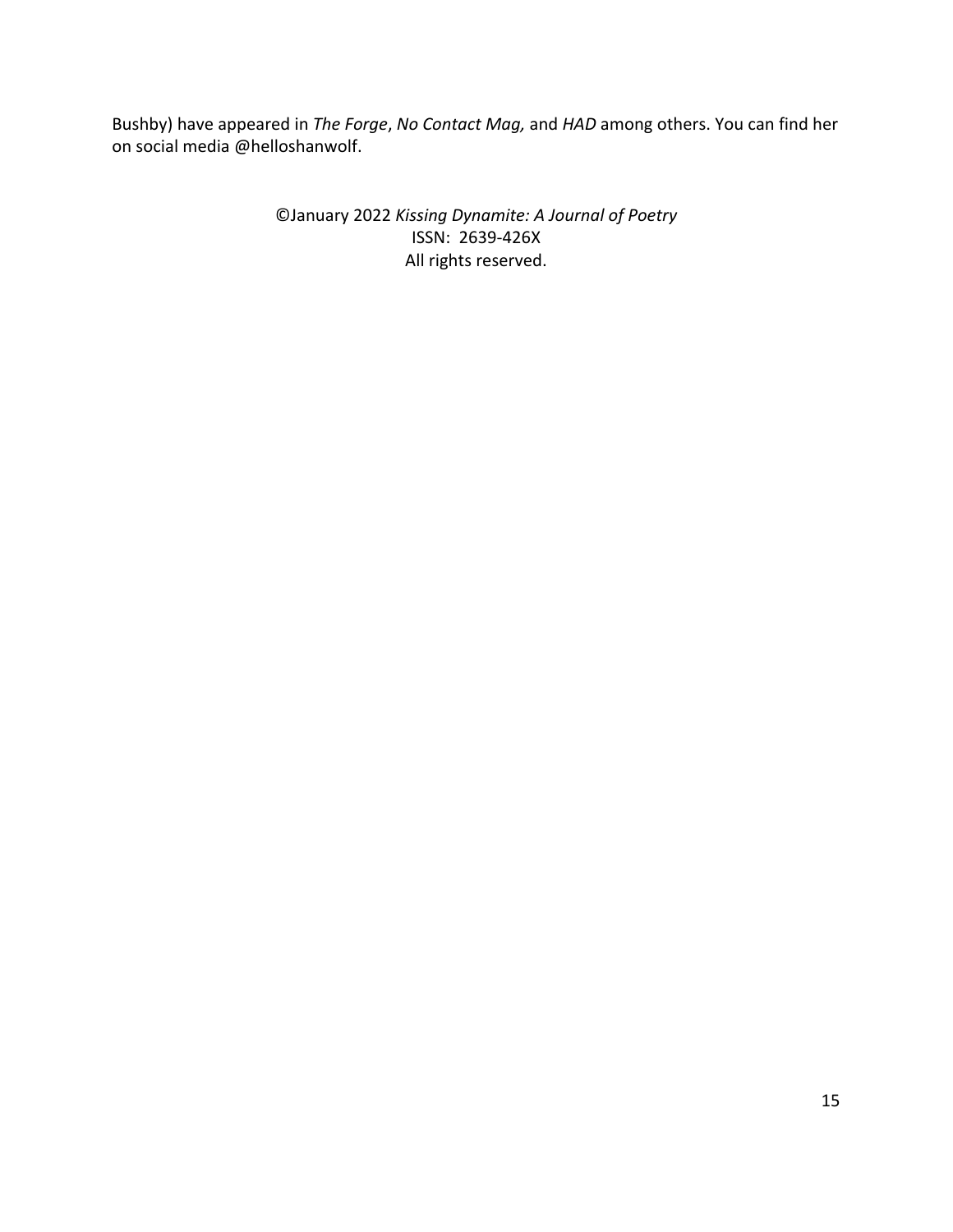Bushby) have appeared in *The Forge*, *No Contact Mag,* and *HAD* among others. You can find her on social media @helloshanwolf.

©January 2022 *Kissing Dynamite: A Journal of Poetry*
ISSN: 2639-426X
All rights reserved.